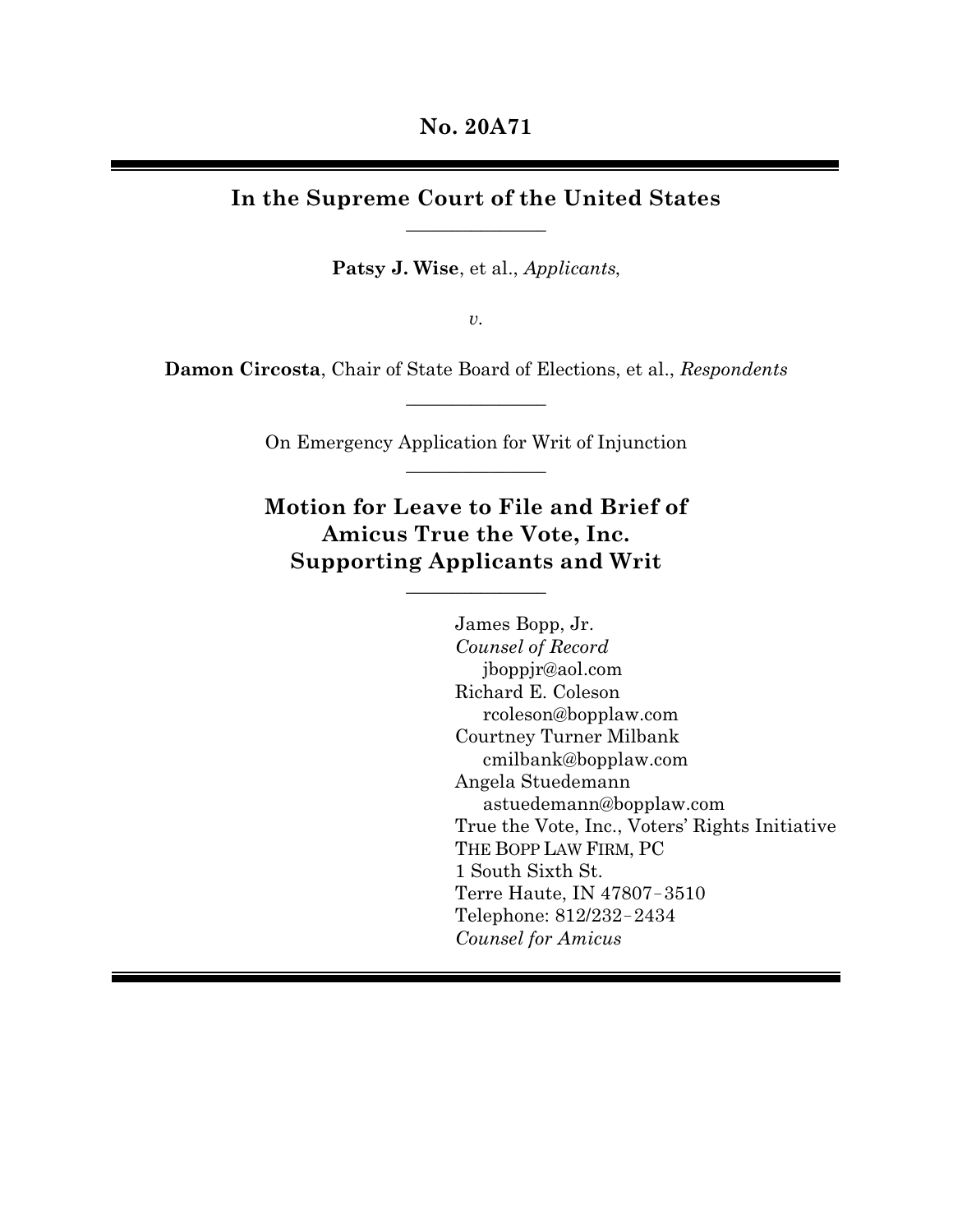**No. 20A71**

---

## In the Supreme Court of the United States

______________

**Patsy J. Wise**, et al., *Applicants*,

*v.*

**Damon Circosta**, Chair of State Board of Elections, et al., *Respondents*

______________

On Emergency Application for Writ of Injunction

______________

# Motion for Leave to File and Brief of Amicus True the Vote, Inc. Supporting Applicants and Writ

______________

James Bopp, Jr.
*Counsel of Record*
jboppjr@aol.com
Richard E. Coleson
rcoleson@bopplaw.com
Courtney Turner Milbank
cmilbank@bopplaw.com
Angela Stuedemann
astuedemann@bopplaw.com
True the Vote, Inc., Voters' Rights Initiative
THE BOPP LAW FIRM, PC
1 South Sixth St.
Terre Haute, IN 47807–3510
Telephone: 812/232–2434
*Counsel for Amicus*

---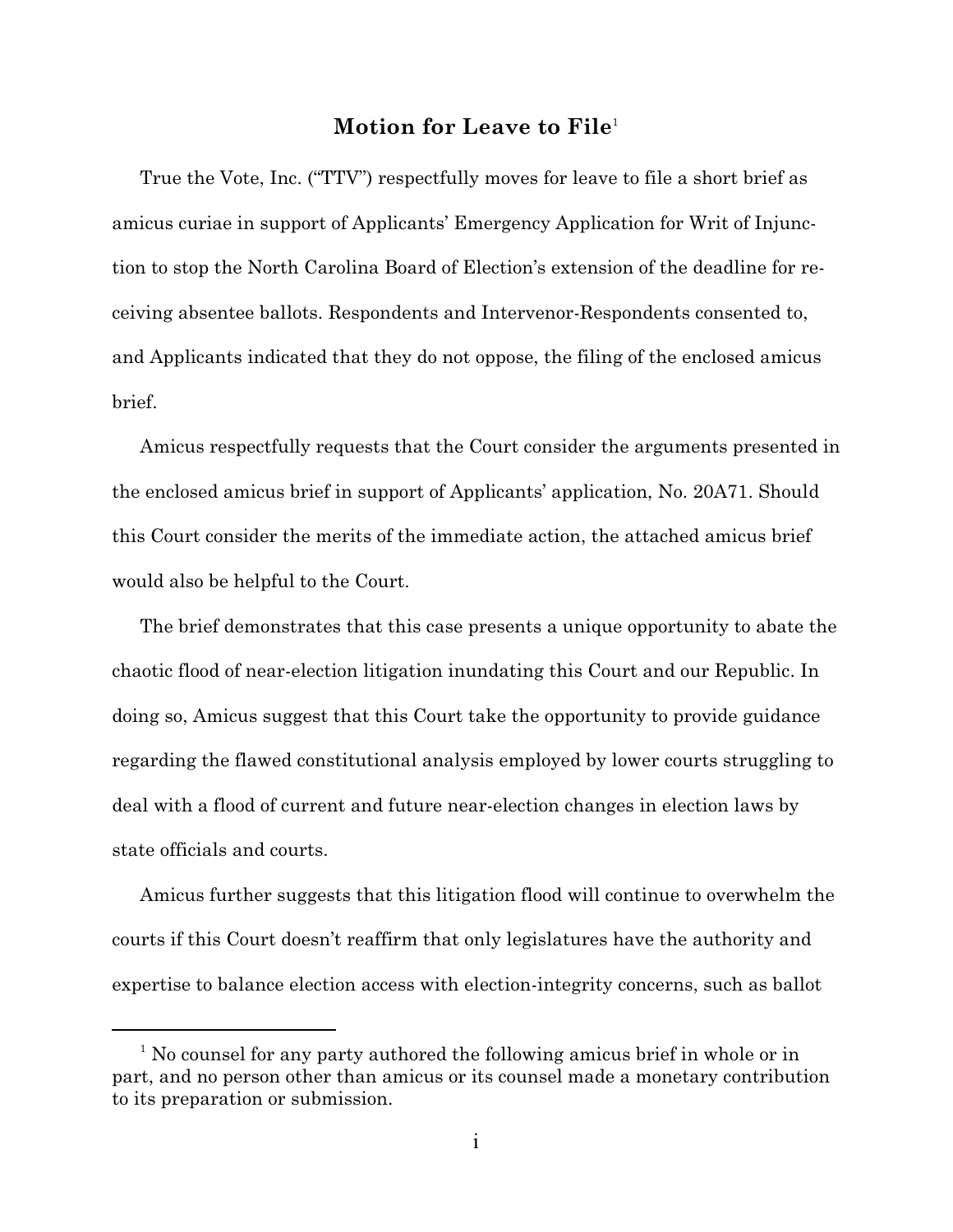## Motion for Leave to File[1]

True the Vote, Inc. ("TTV") respectfully moves for leave to file a short brief as amicus curiae in support of Applicants' Emergency Application for Writ of Injunction to stop the North Carolina Board of Election's extension of the deadline for receiving absentee ballots. Respondents and Intervenor-Respondents consented to, and Applicants indicated that they do not oppose, the filing of the enclosed amicus brief.

Amicus respectfully requests that the Court consider the arguments presented in the enclosed amicus brief in support of Applicants' application, No. 20A71. Should this Court consider the merits of the immediate action, the attached amicus brief would also be helpful to the Court.

The brief demonstrates that this case presents a unique opportunity to abate the chaotic flood of near-election litigation inundating this Court and our Republic. In doing so, Amicus suggest that this Court take the opportunity to provide guidance regarding the flawed constitutional analysis employed by lower courts struggling to deal with a flood of current and future near-election changes in election laws by state officials and courts.

Amicus further suggests that this litigation flood will continue to overwhelm the courts if this Court doesn't reaffirm that only legislatures have the authority and expertise to balance election access with election-integrity concerns, such as ballot

---

[1] No counsel for any party authored the following amicus brief in whole or in part, and no person other than amicus or its counsel made a monetary contribution to its preparation or submission.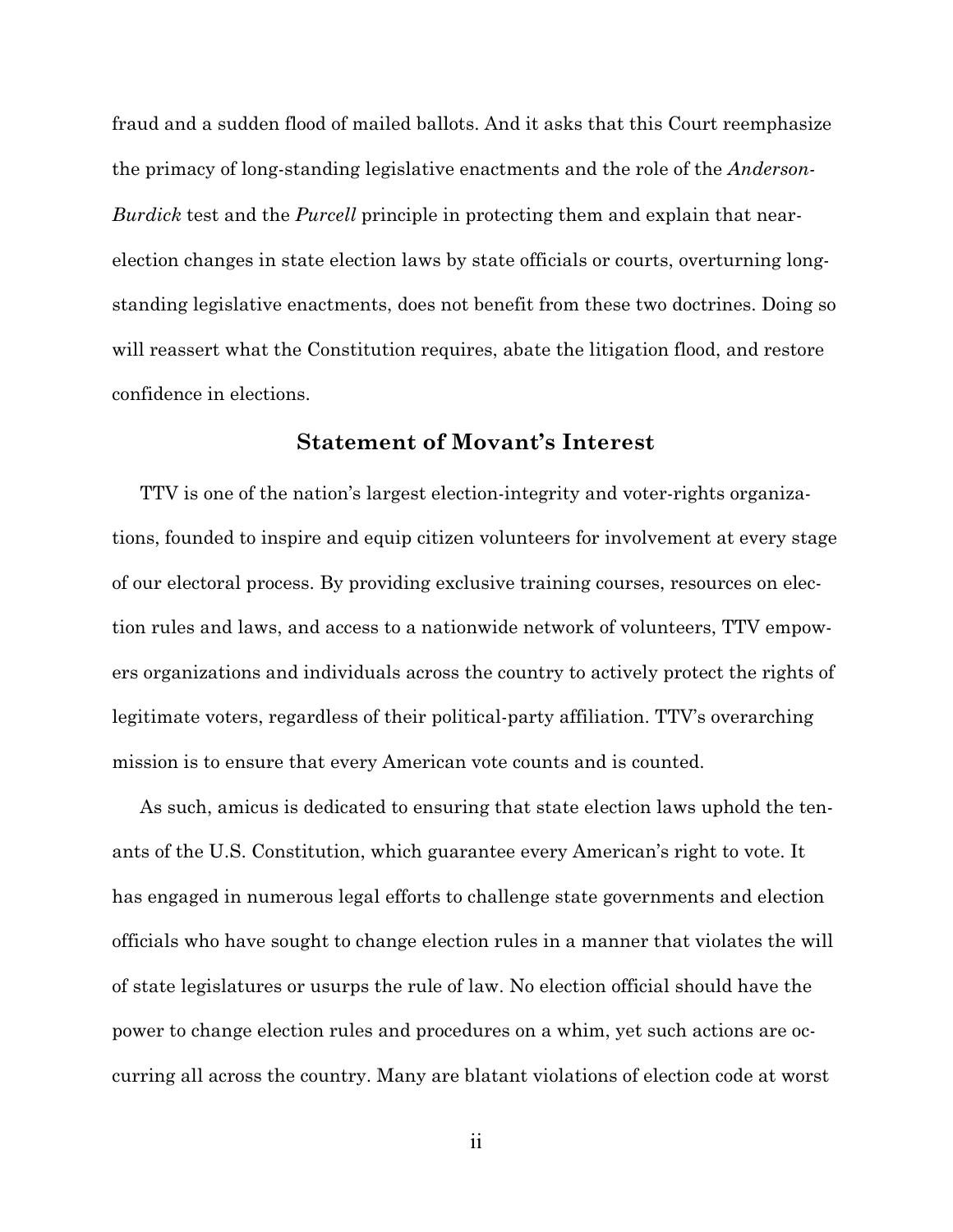fraud and a sudden flood of mailed ballots. And it asks that this Court reemphasize the primacy of long-standing legislative enactments and the role of the *Anderson-Burdick* test and the *Purcell* principle in protecting them and explain that near-election changes in state election laws by state officials or courts, overturning long-standing legislative enactments, does not benefit from these two doctrines. Doing so will reassert what the Constitution requires, abate the litigation flood, and restore confidence in elections.

## Statement of Movant's Interest

TTV is one of the nation's largest election-integrity and voter-rights organizations, founded to inspire and equip citizen volunteers for involvement at every stage of our electoral process. By providing exclusive training courses, resources on election rules and laws, and access to a nationwide network of volunteers, TTV empowers organizations and individuals across the country to actively protect the rights of legitimate voters, regardless of their political-party affiliation. TTV's overarching mission is to ensure that every American vote counts and is counted.

As such, amicus is dedicated to ensuring that state election laws uphold the tenants of the U.S. Constitution, which guarantee every American's right to vote. It has engaged in numerous legal efforts to challenge state governments and election officials who have sought to change election rules in a manner that violates the will of state legislatures or usurps the rule of law. No election official should have the power to change election rules and procedures on a whim, yet such actions are occurring all across the country. Many are blatant violations of election code at worst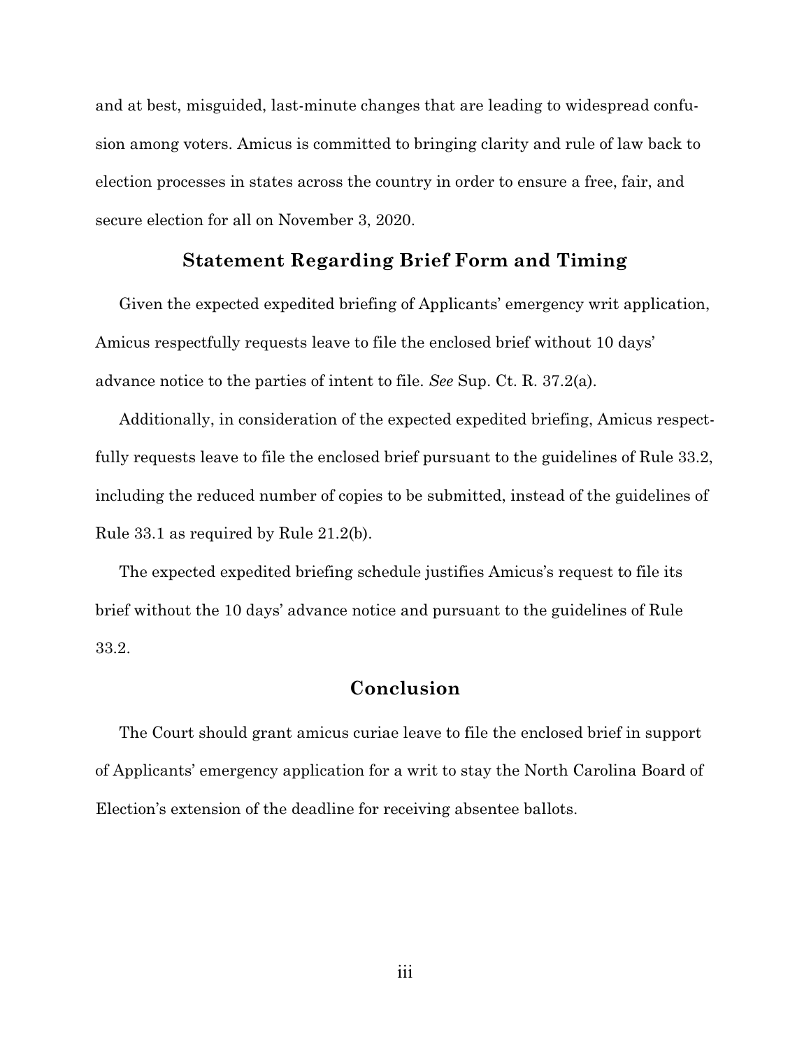and at best, misguided, last-minute changes that are leading to widespread confusion among voters. Amicus is committed to bringing clarity and rule of law back to election processes in states across the country in order to ensure a free, fair, and secure election for all on November 3, 2020.

## Statement Regarding Brief Form and Timing

Given the expected expedited briefing of Applicants' emergency writ application, Amicus respectfully requests leave to file the enclosed brief without 10 days' advance notice to the parties of intent to file. *See* Sup. Ct. R. 37.2(a).

Additionally, in consideration of the expected expedited briefing, Amicus respectfully requests leave to file the enclosed brief pursuant to the guidelines of Rule 33.2, including the reduced number of copies to be submitted, instead of the guidelines of Rule 33.1 as required by Rule 21.2(b).

The expected expedited briefing schedule justifies Amicus's request to file its brief without the 10 days' advance notice and pursuant to the guidelines of Rule 33.2.

## Conclusion

The Court should grant amicus curiae leave to file the enclosed brief in support of Applicants' emergency application for a writ to stay the North Carolina Board of Election's extension of the deadline for receiving absentee ballots.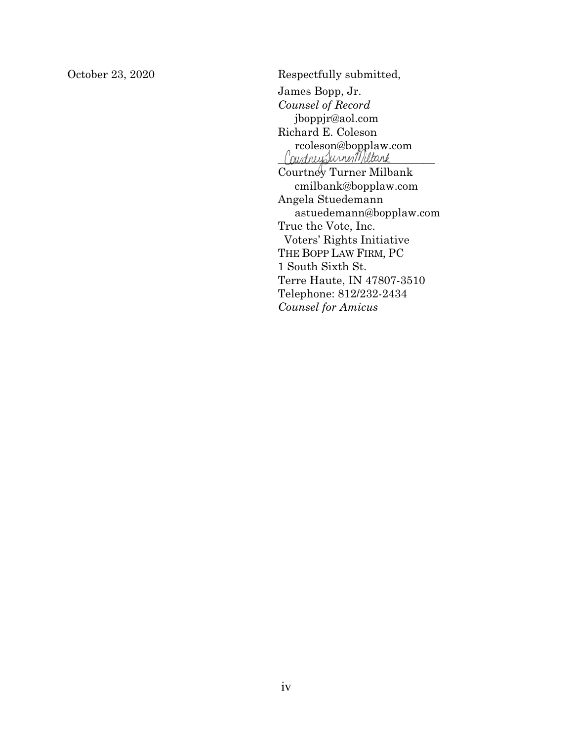October 23, 2020

Respectfully submitted,

James Bopp, Jr.
*Counsel of Record*
jboppjr@aol.com
Richard E. Coleson
rcoleson@bopplaw.com

/s/ Courtney Turner Milbank
Courtney Turner Milbank
cmilbank@bopplaw.com
Angela Stuedemann
astuedemann@bopplaw.com
True the Vote, Inc.
Voters' Rights Initiative
THE BOPP LAW FIRM, PC
1 South Sixth St.
Terre Haute, IN 47807-3510
Telephone: 812/232-2434
*Counsel for Amicus*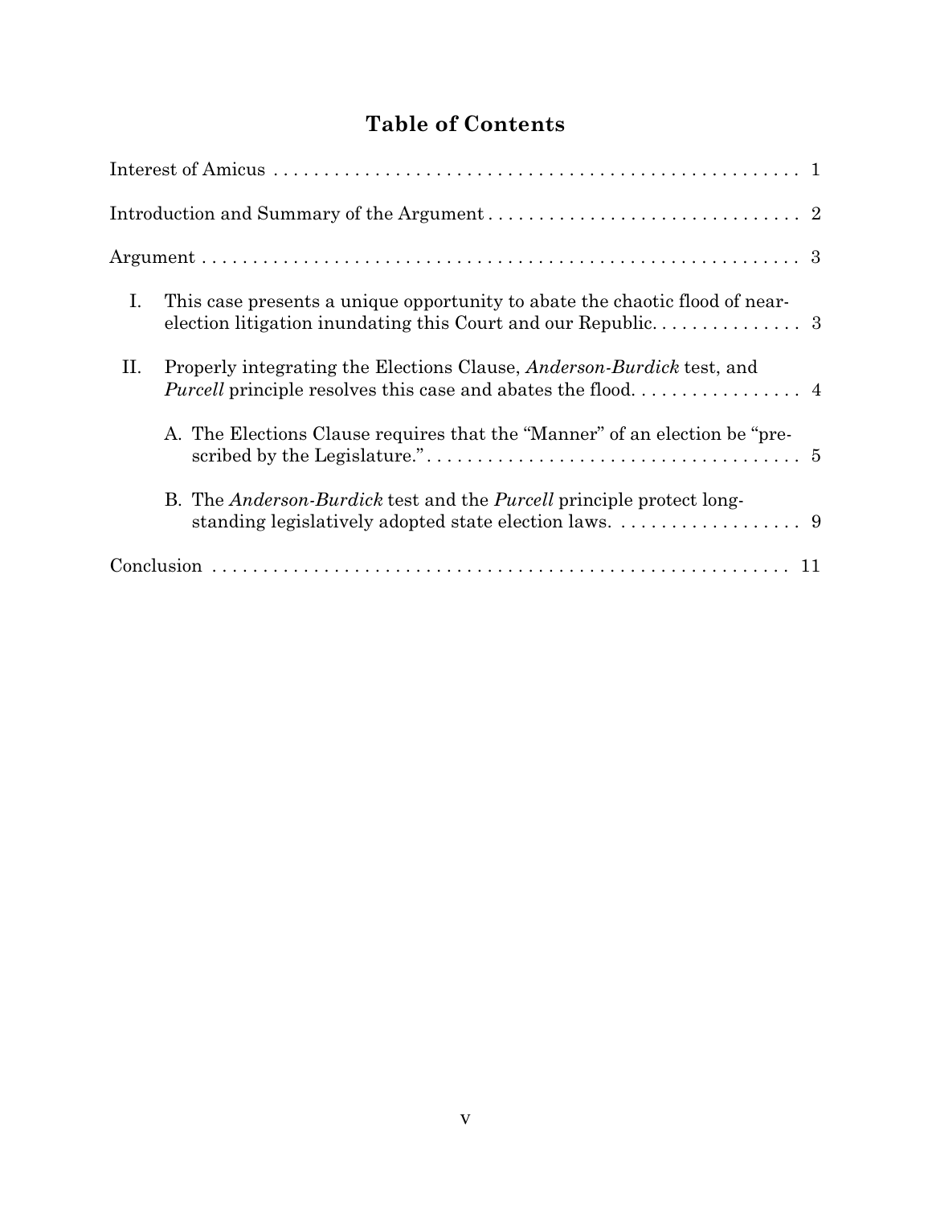# Table of Contents

Interest of Amicus . . . . . . . . . . . . . . . . . . . . . . . . . . . . . . . . . . . . . . . . . . . . . . . . . . . . 1

Introduction and Summary of the Argument . . . . . . . . . . . . . . . . . . . . . . . . . . . . . . . 2

Argument . . . . . . . . . . . . . . . . . . . . . . . . . . . . . . . . . . . . . . . . . . . . . . . . . . . . . . . . . . 3

I. This case presents a unique opportunity to abate the chaotic flood of near-election litigation inundating this Court and our Republic. . . . . . . . . . . . . . . 3

II. Properly integrating the Elections Clause, *Anderson-Burdick* test, and *Purcell* principle resolves this case and abates the flood. . . . . . . . . . . . . . . . . 4

  A. The Elections Clause requires that the "Manner" of an election be "prescribed by the Legislature." . . . . . . . . . . . . . . . . . . . . . . . . . . . . . . . . . . . 5

  B. The *Anderson-Burdick* test and the *Purcell* principle protect long-standing legislatively adopted state election laws. . . . . . . . . . . . . . . . . . . 9

Conclusion . . . . . . . . . . . . . . . . . . . . . . . . . . . . . . . . . . . . . . . . . . . . . . . . . . . . . . . . 11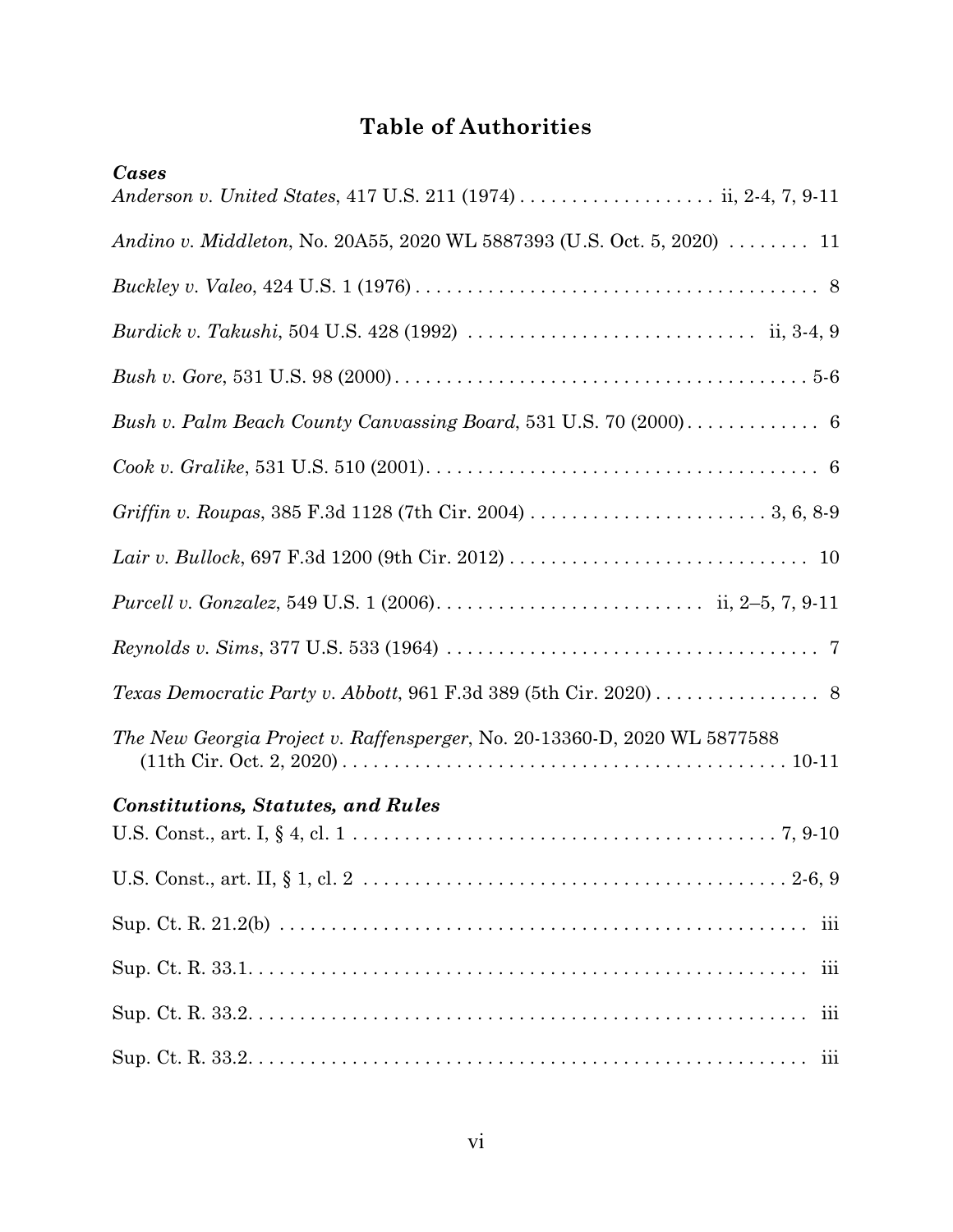# Table of Authorities

***Cases***

*Anderson v. United States*, 417 U.S. 211 (1974) . . . . . . . . . . . . . . . . . . . ii, 2-4, 7, 9-11

*Andino v. Middleton*, No. 20A55, 2020 WL 5887393 (U.S. Oct. 5, 2020) . . . . . . . . 11

*Buckley v. Valeo*, 424 U.S. 1 (1976) . . . . . . . . . . . . . . . . . . . . . . . . . . . . . . . . . . . . . . 8

*Burdick v. Takushi*, 504 U.S. 428 (1992) . . . . . . . . . . . . . . . . . . . . . . . . . . . . ii, 3-4, 9

*Bush v. Gore*, 531 U.S. 98 (2000) . . . . . . . . . . . . . . . . . . . . . . . . . . . . . . . . . . . . . . . 5-6

*Bush v. Palm Beach County Canvassing Board*, 531 U.S. 70 (2000) . . . . . . . . . . . . . 6

*Cook v. Gralike*, 531 U.S. 510 (2001) . . . . . . . . . . . . . . . . . . . . . . . . . . . . . . . . . . . . . 6

*Griffin v. Roupas*, 385 F.3d 1128 (7th Cir. 2004) . . . . . . . . . . . . . . . . . . . . . . . . 3, 6, 8-9

*Lair v. Bullock*, 697 F.3d 1200 (9th Cir. 2012) . . . . . . . . . . . . . . . . . . . . . . . . . . . . . 10

*Purcell v. Gonzalez*, 549 U.S. 1 (2006) . . . . . . . . . . . . . . . . . . . . . . . . . . ii, 2–5, 7, 9-11

*Reynolds v. Sims*, 377 U.S. 533 (1964) . . . . . . . . . . . . . . . . . . . . . . . . . . . . . . . . . . . . 7

*Texas Democratic Party v. Abbott*, 961 F.3d 389 (5th Cir. 2020) . . . . . . . . . . . . . . . . 8

*The New Georgia Project v. Raffensperger*, No. 20-13360-D, 2020 WL 5877588 (11th Cir. Oct. 2, 2020) . . . . . . . . . . . . . . . . . . . . . . . . . . . . . . . . . . . . . . . . . . . 10-11

***Constitutions, Statutes, and Rules***

U.S. Const., art. I, § 4, cl. 1 . . . . . . . . . . . . . . . . . . . . . . . . . . . . . . . . . . . . . . . . . 7, 9-10

U.S. Const., art. II, § 1, cl. 2 . . . . . . . . . . . . . . . . . . . . . . . . . . . . . . . . . . . . . . . . . 2-6, 9

Sup. Ct. R. 21.2(b) . . . . . . . . . . . . . . . . . . . . . . . . . . . . . . . . . . . . . . . . . . . . . . . . . . . iii

Sup. Ct. R. 33.1 . . . . . . . . . . . . . . . . . . . . . . . . . . . . . . . . . . . . . . . . . . . . . . . . . . . . . iii

Sup. Ct. R. 33.2 . . . . . . . . . . . . . . . . . . . . . . . . . . . . . . . . . . . . . . . . . . . . . . . . . . . . . iii

Sup. Ct. R. 33.2 . . . . . . . . . . . . . . . . . . . . . . . . . . . . . . . . . . . . . . . . . . . . . . . . . . . . . iii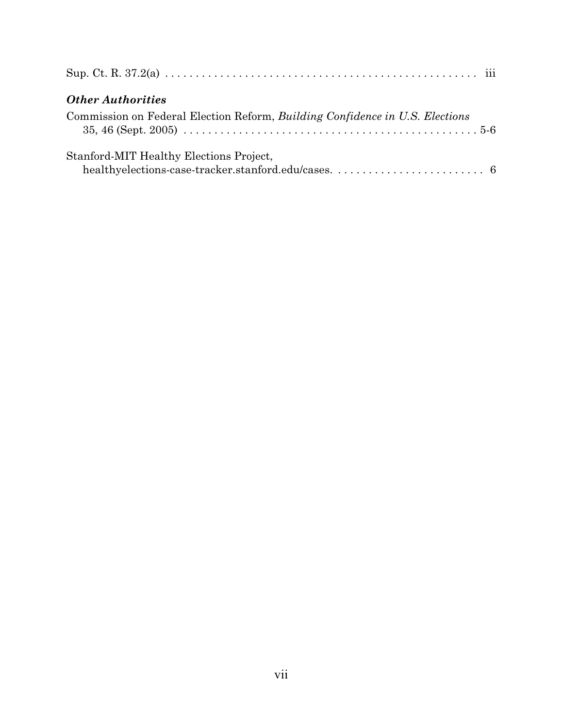Sup. Ct. R. 37.2(a) . . . . . . . . . . . . . . . . . . . . . . . . . . . . . . . . . . . . . . . . . . . . . . . . . iii

### *Other Authorities*

Commission on Federal Election Reform, *Building Confidence in U.S. Elections* 35, 46 (Sept. 2005) . . . . . . . . . . . . . . . . . . . . . . . . . . . . . . . . . . . . . . . . . . . . . . . 5-6

Stanford-MIT Healthy Elections Project, healthyelections-case-tracker.stanford.edu/cases. . . . . . . . . . . . . . . . . . . . . . . . . . 6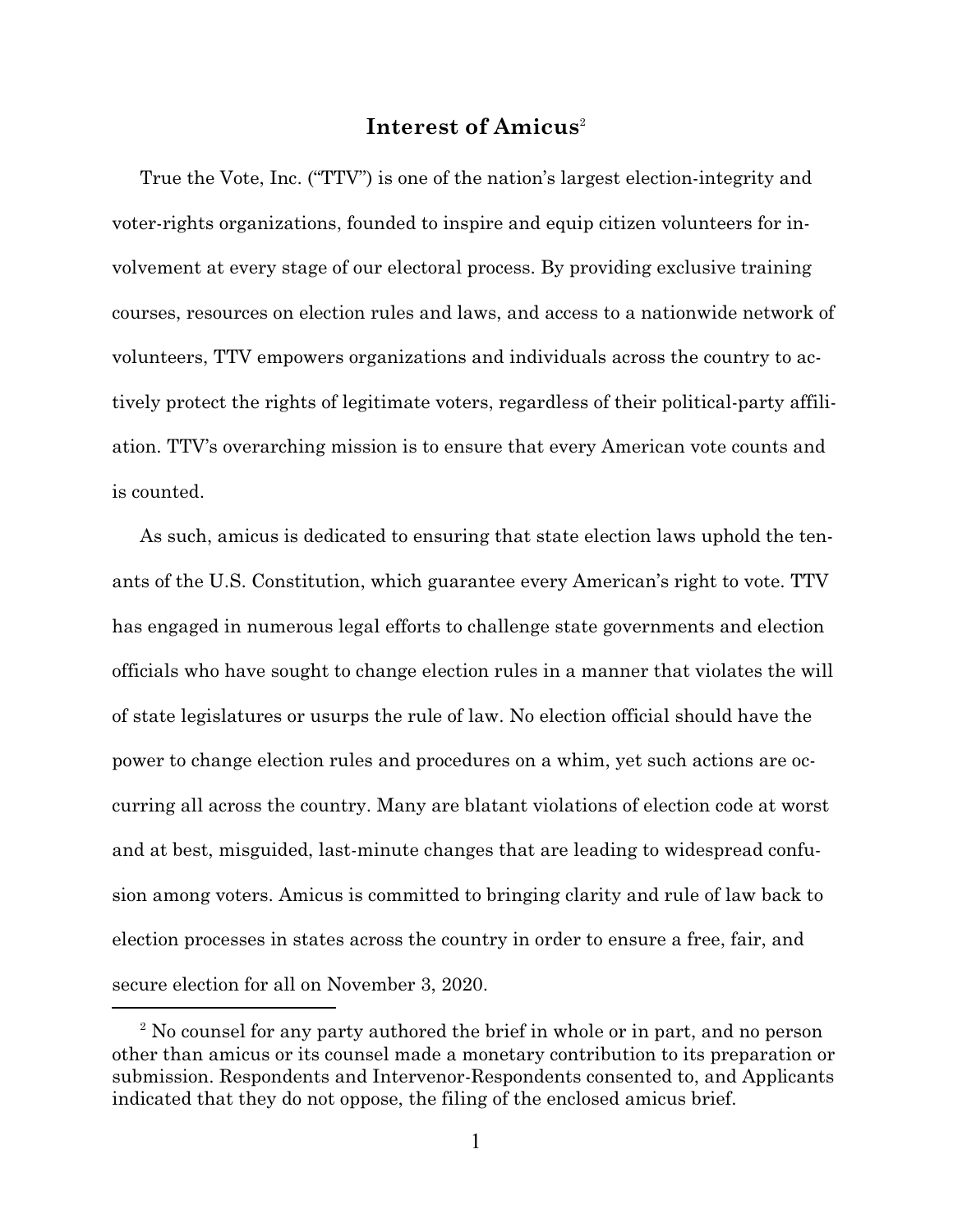## Interest of Amicus[2]

True the Vote, Inc. ("TTV") is one of the nation's largest election-integrity and voter-rights organizations, founded to inspire and equip citizen volunteers for involvement at every stage of our electoral process. By providing exclusive training courses, resources on election rules and laws, and access to a nationwide network of volunteers, TTV empowers organizations and individuals across the country to actively protect the rights of legitimate voters, regardless of their political-party affiliation. TTV's overarching mission is to ensure that every American vote counts and is counted.

As such, amicus is dedicated to ensuring that state election laws uphold the tenants of the U.S. Constitution, which guarantee every American's right to vote. TTV has engaged in numerous legal efforts to challenge state governments and election officials who have sought to change election rules in a manner that violates the will of state legislatures or usurps the rule of law. No election official should have the power to change election rules and procedures on a whim, yet such actions are occurring all across the country. Many are blatant violations of election code at worst and at best, misguided, last-minute changes that are leading to widespread confusion among voters. Amicus is committed to bringing clarity and rule of law back to election processes in states across the country in order to ensure a free, fair, and secure election for all on November 3, 2020.

---

[2] No counsel for any party authored the brief in whole or in part, and no person other than amicus or its counsel made a monetary contribution to its preparation or submission. Respondents and Intervenor-Respondents consented to, and Applicants indicated that they do not oppose, the filing of the enclosed amicus brief.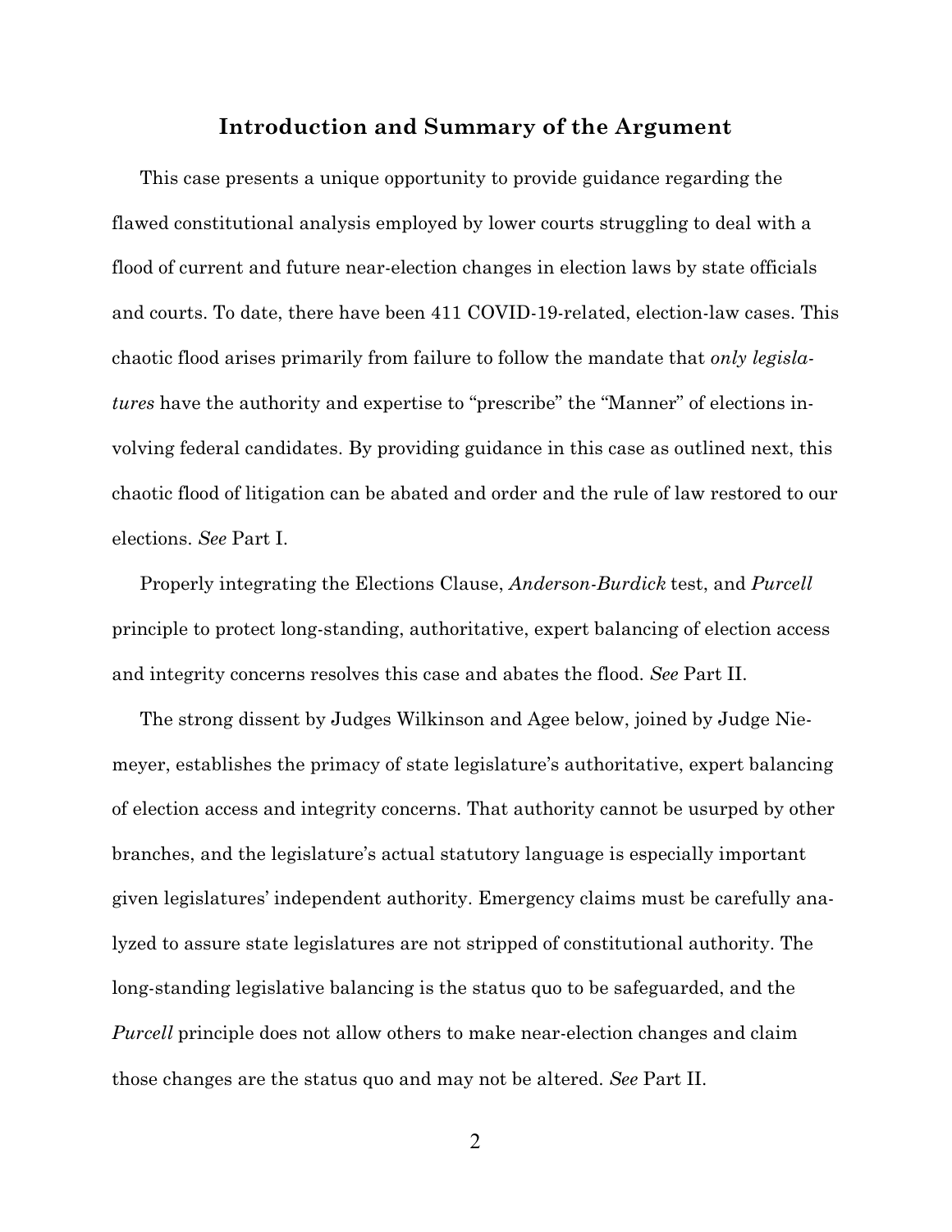## Introduction and Summary of the Argument

This case presents a unique opportunity to provide guidance regarding the flawed constitutional analysis employed by lower courts struggling to deal with a flood of current and future near-election changes in election laws by state officials and courts. To date, there have been 411 COVID-19-related, election-law cases. This chaotic flood arises primarily from failure to follow the mandate that *only legislatures* have the authority and expertise to "prescribe" the "Manner" of elections involving federal candidates. By providing guidance in this case as outlined next, this chaotic flood of litigation can be abated and order and the rule of law restored to our elections. *See* Part I.

Properly integrating the Elections Clause, *Anderson-Burdick* test, and *Purcell* principle to protect long-standing, authoritative, expert balancing of election access and integrity concerns resolves this case and abates the flood. *See* Part II.

The strong dissent by Judges Wilkinson and Agee below, joined by Judge Niemeyer, establishes the primacy of state legislature's authoritative, expert balancing of election access and integrity concerns. That authority cannot be usurped by other branches, and the legislature's actual statutory language is especially important given legislatures' independent authority. Emergency claims must be carefully analyzed to assure state legislatures are not stripped of constitutional authority. The long-standing legislative balancing is the status quo to be safeguarded, and the *Purcell* principle does not allow others to make near-election changes and claim those changes are the status quo and may not be altered. *See* Part II.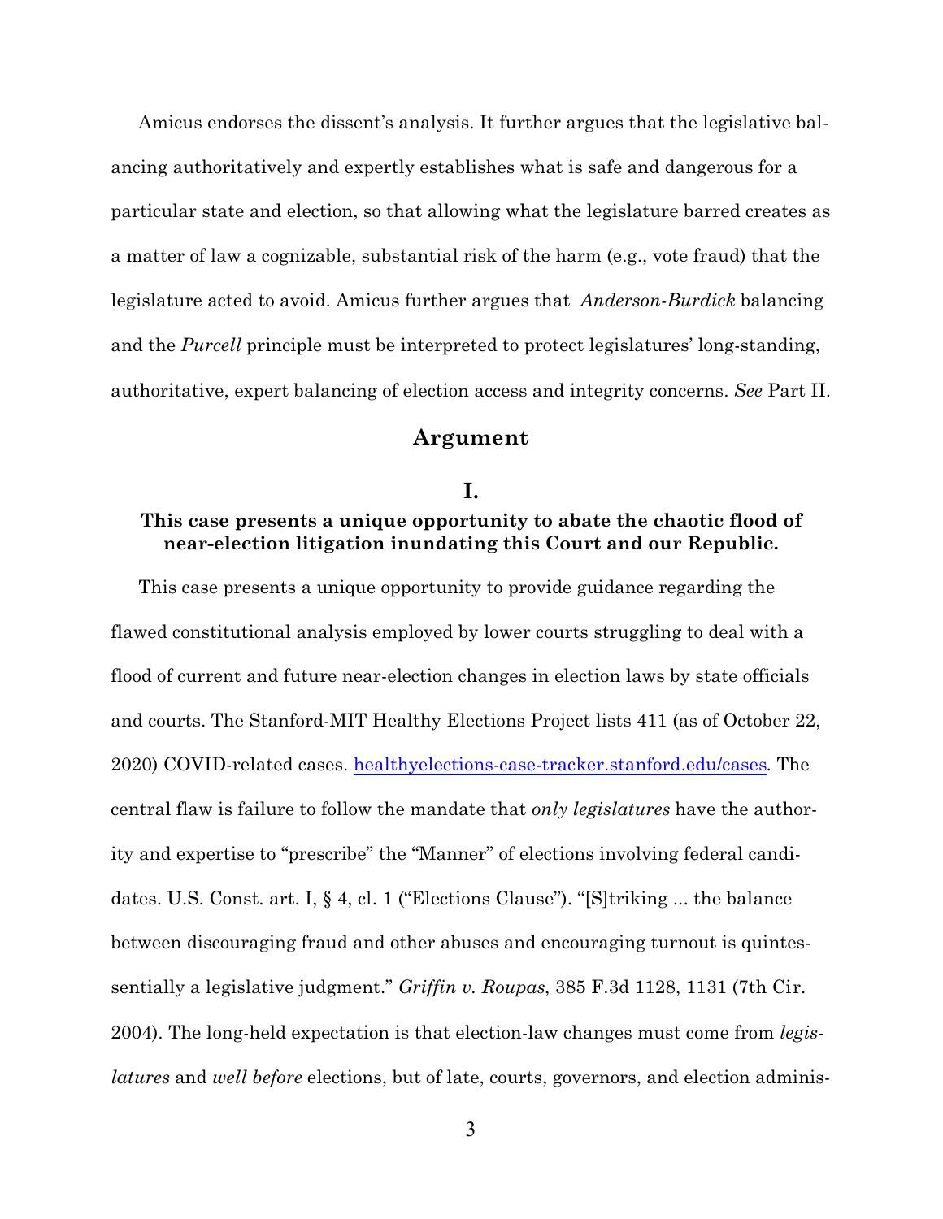Amicus endorses the dissent's analysis. It further argues that the legislative balancing authoritatively and expertly establishes what is safe and dangerous for a particular state and election, so that allowing what the legislature barred creates as a matter of law a cognizable, substantial risk of the harm (e.g., vote fraud) that the legislature acted to avoid. Amicus further argues that *Anderson-Burdick* balancing and the *Purcell* principle must be interpreted to protect legislatures' long-standing, authoritative, expert balancing of election access and integrity concerns. *See* Part II.

## Argument

### I.

### This case presents a unique opportunity to abate the chaotic flood of near-election litigation inundating this Court and our Republic.

This case presents a unique opportunity to provide guidance regarding the flawed constitutional analysis employed by lower courts struggling to deal with a flood of current and future near-election changes in election laws by state officials and courts. The Stanford-MIT Healthy Elections Project lists 411 (as of October 22, 2020) COVID-related cases. [healthyelections-case-tracker.stanford.edu/cases](healthyelections-case-tracker.stanford.edu/cases). The central flaw is failure to follow the mandate that *only legislatures* have the authority and expertise to "prescribe" the "Manner" of elections involving federal candidates. U.S. Const. art. I, § 4, cl. 1 ("Elections Clause"). "[S]triking ... the balance between discouraging fraud and other abuses and encouraging turnout is quintessentially a legislative judgment." *Griffin v. Roupas*, 385 F.3d 1128, 1131 (7th Cir. 2004). The long-held expectation is that election-law changes must come from *legislatures* and *well before* elections, but of late, courts, governors, and election adminis-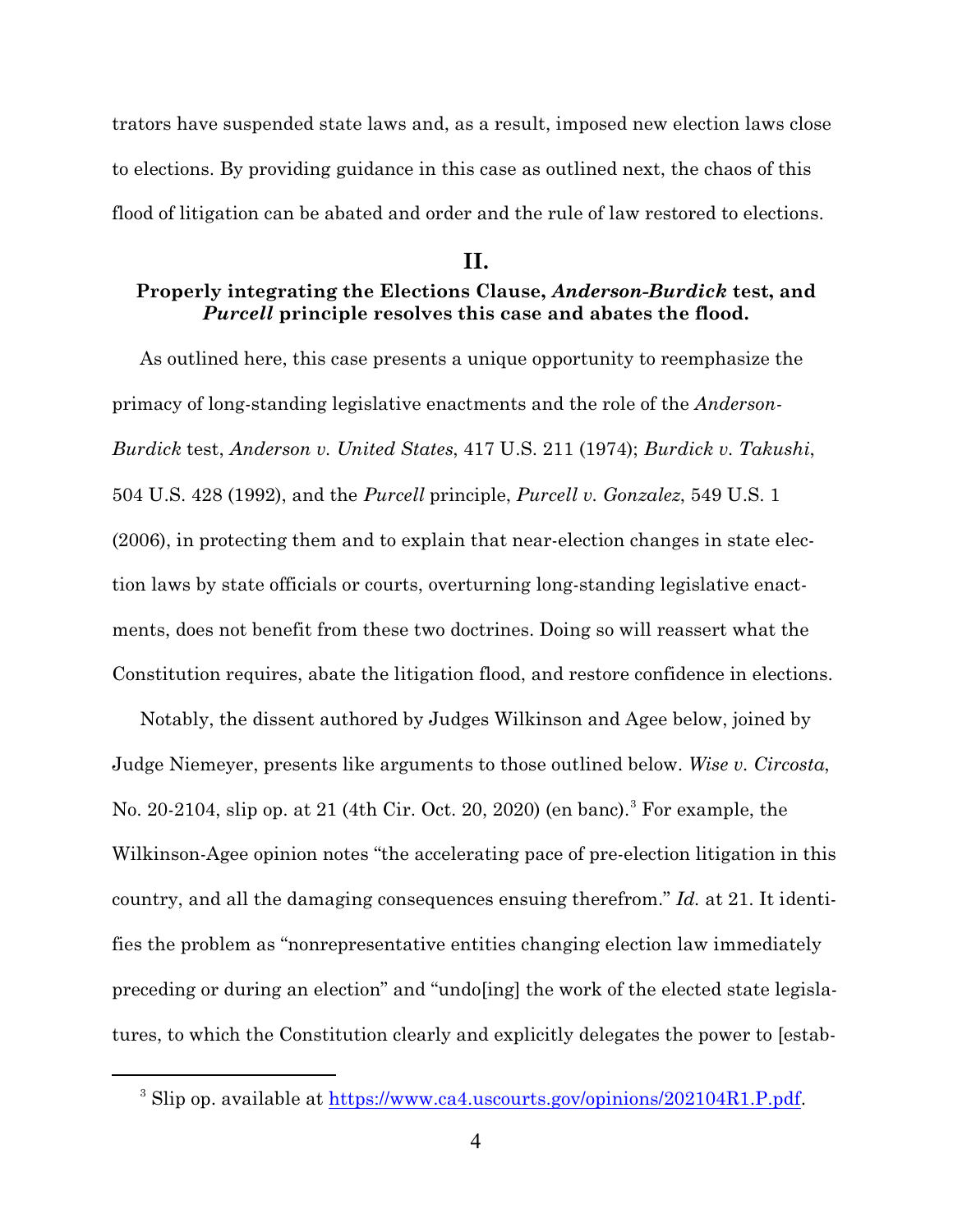trators have suspended state laws and, as a result, imposed new election laws close to elections. By providing guidance in this case as outlined next, the chaos of this flood of litigation can be abated and order and the rule of law restored to elections.

## II.

### Properly integrating the Elections Clause, *Anderson-Burdick* test, and *Purcell* principle resolves this case and abates the flood.

As outlined here, this case presents a unique opportunity to reemphasize the primacy of long-standing legislative enactments and the role of the *Anderson-Burdick* test, *Anderson v. United States*, 417 U.S. 211 (1974); *Burdick v. Takushi*, 504 U.S. 428 (1992), and the *Purcell* principle, *Purcell v. Gonzalez*, 549 U.S. 1 (2006), in protecting them and to explain that near-election changes in state election laws by state officials or courts, overturning long-standing legislative enactments, does not benefit from these two doctrines. Doing so will reassert what the Constitution requires, abate the litigation flood, and restore confidence in elections.

Notably, the dissent authored by Judges Wilkinson and Agee below, joined by Judge Niemeyer, presents like arguments to those outlined below. *Wise v. Circosta*, No. 20-2104, slip op. at 21 (4th Cir. Oct. 20, 2020) (en banc).[3] For example, the Wilkinson-Agee opinion notes "the accelerating pace of pre-election litigation in this country, and all the damaging consequences ensuing therefrom." *Id.* at 21. It identifies the problem as "nonrepresentative entities changing election law immediately preceding or during an election" and "undo[ing] the work of the elected state legislatures, to which the Constitution clearly and explicitly delegates the power to [estab-

[3] Slip op. available at https://www.ca4.uscourts.gov/opinions/202104R1.P.pdf.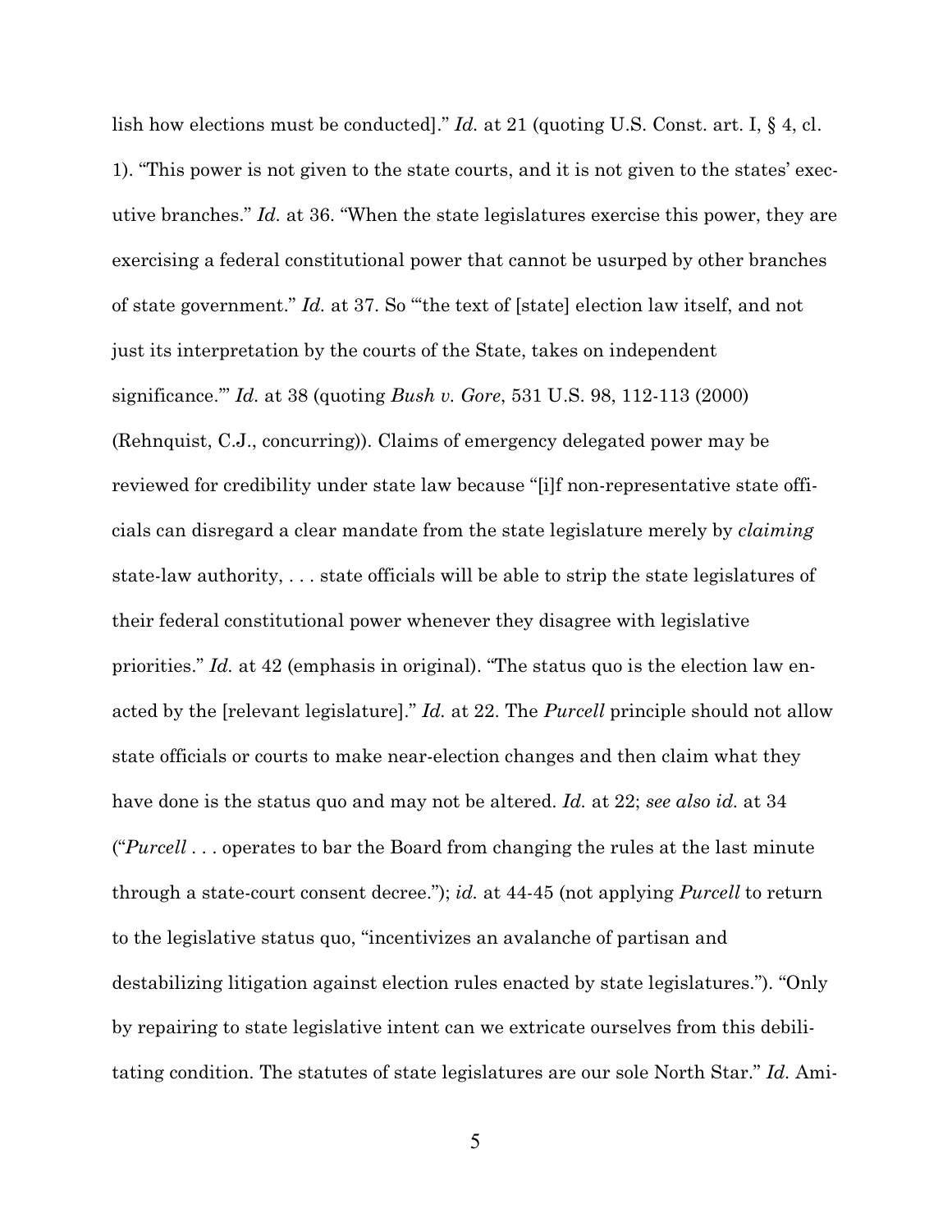lish how elections must be conducted]." *Id.* at 21 (quoting U.S. Const. art. I, § 4, cl. 1). "This power is not given to the state courts, and it is not given to the states' executive branches." *Id.* at 36. "When the state legislatures exercise this power, they are exercising a federal constitutional power that cannot be usurped by other branches of state government." *Id.* at 37. So "'the text of [state] election law itself, and not just its interpretation by the courts of the State, takes on independent significance.'" *Id.* at 38 (quoting *Bush v. Gore*, 531 U.S. 98, 112-113 (2000) (Rehnquist, C.J., concurring)). Claims of emergency delegated power may be reviewed for credibility under state law because "[i]f non-representative state officials can disregard a clear mandate from the state legislature merely by *claiming* state-law authority, . . . state officials will be able to strip the state legislatures of their federal constitutional power whenever they disagree with legislative priorities." *Id.* at 42 (emphasis in original). "The status quo is the election law enacted by the [relevant legislature]." *Id.* at 22. The *Purcell* principle should not allow state officials or courts to make near-election changes and then claim what they have done is the status quo and may not be altered. *Id.* at 22; *see also id.* at 34 ("*Purcell* . . . operates to bar the Board from changing the rules at the last minute through a state-court consent decree."); *id.* at 44-45 (not applying *Purcell* to return to the legislative status quo, "incentivizes an avalanche of partisan and destabilizing litigation against election rules enacted by state legislatures."). "Only by repairing to state legislative intent can we extricate ourselves from this debilitating condition. The statutes of state legislatures are our sole North Star." *Id.* Ami-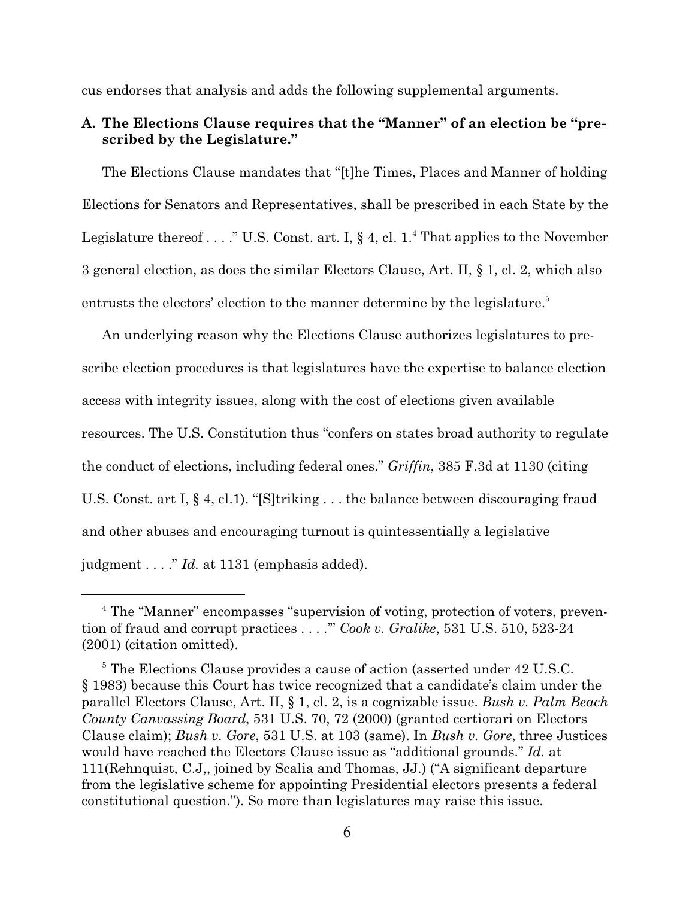cus endorses that analysis and adds the following supplemental arguments.

### A. The Elections Clause requires that the "Manner" of an election be "prescribed by the Legislature."

The Elections Clause mandates that "[t]he Times, Places and Manner of holding Elections for Senators and Representatives, shall be prescribed in each State by the Legislature thereof . . . ." U.S. Const. art. I, § 4, cl. 1.[4] That applies to the November 3 general election, as does the similar Electors Clause, Art. II, § 1, cl. 2, which also entrusts the electors' election to the manner determine by the legislature.[5]

An underlying reason why the Elections Clause authorizes legislatures to prescribe election procedures is that legislatures have the expertise to balance election access with integrity issues, along with the cost of elections given available resources. The U.S. Constitution thus "confers on states broad authority to regulate the conduct of elections, including federal ones." *Griffin*, 385 F.3d at 1130 (citing U.S. Const. art I, § 4, cl.1). "[S]triking . . . the balance between discouraging fraud and other abuses and encouraging turnout is quintessentially a legislative judgment . . . ." *Id.* at 1131 (emphasis added).

---

[4] The "Manner" encompasses "supervision of voting, protection of voters, prevention of fraud and corrupt practices . . . .'" *Cook v. Gralike*, 531 U.S. 510, 523-24 (2001) (citation omitted).

[5] The Elections Clause provides a cause of action (asserted under 42 U.S.C. § 1983) because this Court has twice recognized that a candidate's claim under the parallel Electors Clause, Art. II, § 1, cl. 2, is a cognizable issue. *Bush v. Palm Beach County Canvassing Board*, 531 U.S. 70, 72 (2000) (granted certiorari on Electors Clause claim); *Bush v. Gore*, 531 U.S. at 103 (same). In *Bush v. Gore*, three Justices would have reached the Electors Clause issue as "additional grounds." *Id.* at 111(Rehnquist, C.J,, joined by Scalia and Thomas, JJ.) ("A significant departure from the legislative scheme for appointing Presidential electors presents a federal constitutional question."). So more than legislatures may raise this issue.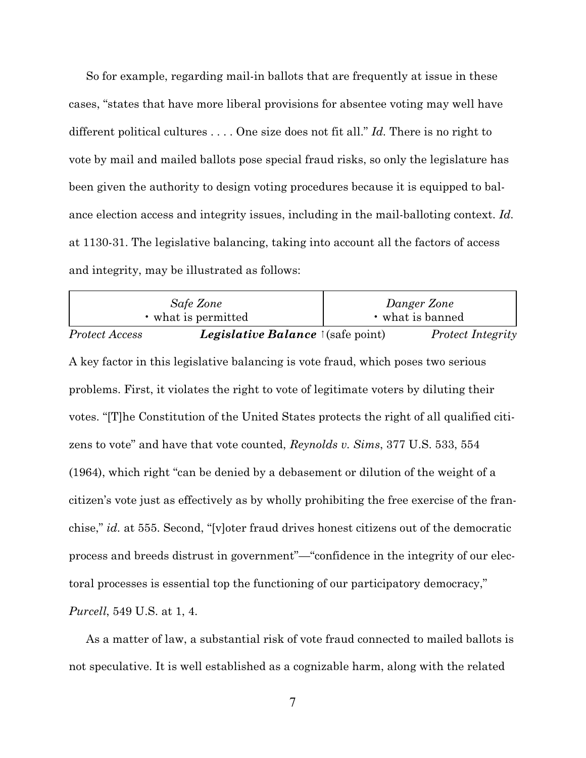So for example, regarding mail-in ballots that are frequently at issue in these cases, "states that have more liberal provisions for absentee voting may well have different political cultures . . . . One size does not fit all." *Id.* There is no right to vote by mail and mailed ballots pose special fraud risks, so only the legislature has been given the authority to design voting procedures because it is equipped to balance election access and integrity issues, including in the mail-balloting context. *Id.* at 1130-31. The legislative balancing, taking into account all the factors of access and integrity, may be illustrated as follows:

| *Safe Zone* • what is permitted | *Danger Zone* • what is banned |
|---|---|

*Protect Access* ***Legislative Balance*** ↑(safe point) *Protect Integrity*

A key factor in this legislative balancing is vote fraud, which poses two serious problems. First, it violates the right to vote of legitimate voters by diluting their votes. "[T]he Constitution of the United States protects the right of all qualified citizens to vote" and have that vote counted, *Reynolds v. Sims*, 377 U.S. 533, 554 (1964), which right "can be denied by a debasement or dilution of the weight of a citizen's vote just as effectively as by wholly prohibiting the free exercise of the franchise," *id.* at 555. Second, "[v]oter fraud drives honest citizens out of the democratic process and breeds distrust in government"—"confidence in the integrity of our electoral processes is essential top the functioning of our participatory democracy," *Purcell*, 549 U.S. at 1, 4.

As a matter of law, a substantial risk of vote fraud connected to mailed ballots is not speculative. It is well established as a cognizable harm, along with the related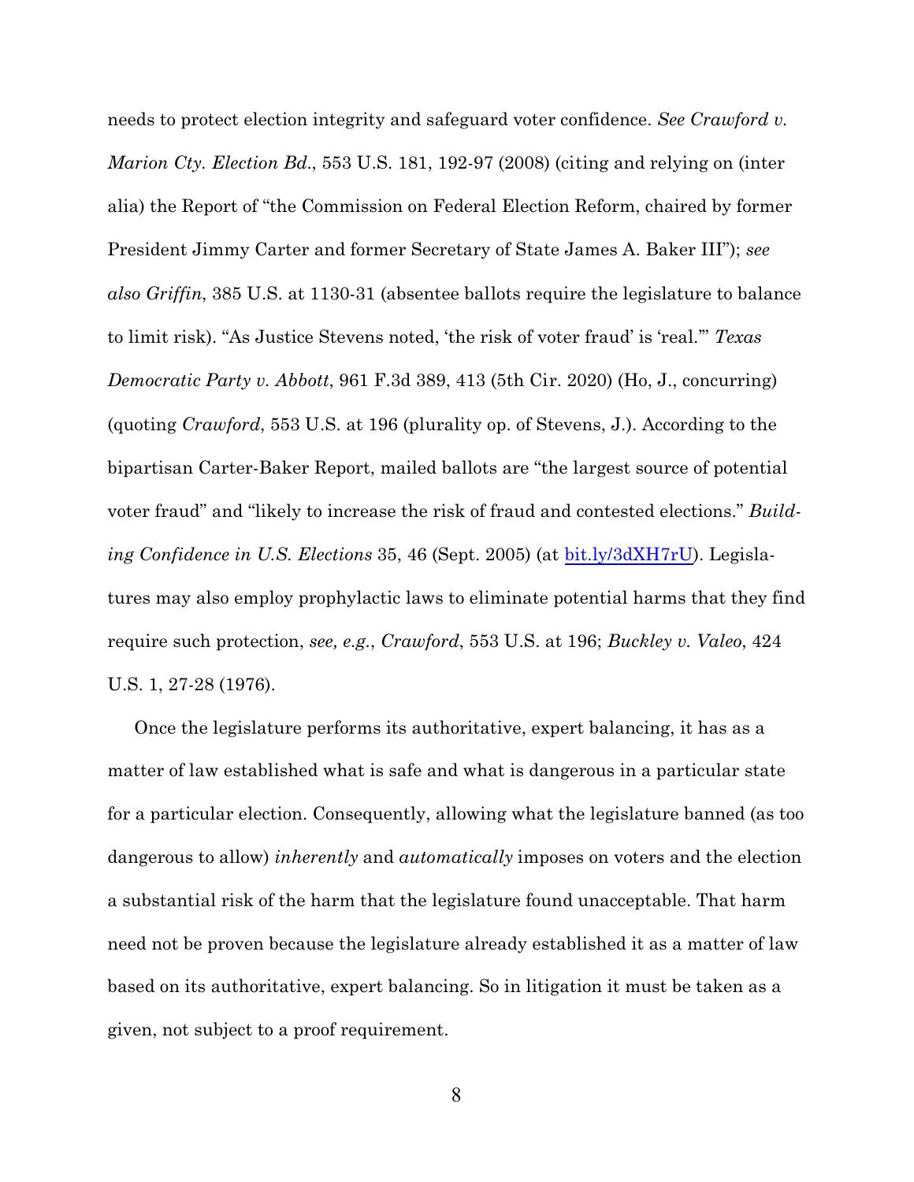needs to protect election integrity and safeguard voter confidence. *See Crawford v. Marion Cty. Election Bd.*, 553 U.S. 181, 192-97 (2008) (citing and relying on (inter alia) the Report of "the Commission on Federal Election Reform, chaired by former President Jimmy Carter and former Secretary of State James A. Baker III"); *see also Griffin*, 385 U.S. at 1130-31 (absentee ballots require the legislature to balance to limit risk). "As Justice Stevens noted, 'the risk of voter fraud' is 'real.'" *Texas Democratic Party v. Abbott*, 961 F.3d 389, 413 (5th Cir. 2020) (Ho, J., concurring) (quoting *Crawford*, 553 U.S. at 196 (plurality op. of Stevens, J.). According to the bipartisan Carter-Baker Report, mailed ballots are "the largest source of potential voter fraud" and "likely to increase the risk of fraud and contested elections." *Building Confidence in U.S. Elections* 35, 46 (Sept. 2005) (at bit.ly/3dXH7rU). Legislatures may also employ prophylactic laws to eliminate potential harms that they find require such protection, *see, e.g.*, *Crawford*, 553 U.S. at 196; *Buckley v. Valeo*, 424 U.S. 1, 27-28 (1976).

Once the legislature performs its authoritative, expert balancing, it has as a matter of law established what is safe and what is dangerous in a particular state for a particular election. Consequently, allowing what the legislature banned (as too dangerous to allow) *inherently* and *automatically* imposes on voters and the election a substantial risk of the harm that the legislature found unacceptable. That harm need not be proven because the legislature already established it as a matter of law based on its authoritative, expert balancing. So in litigation it must be taken as a given, not subject to a proof requirement.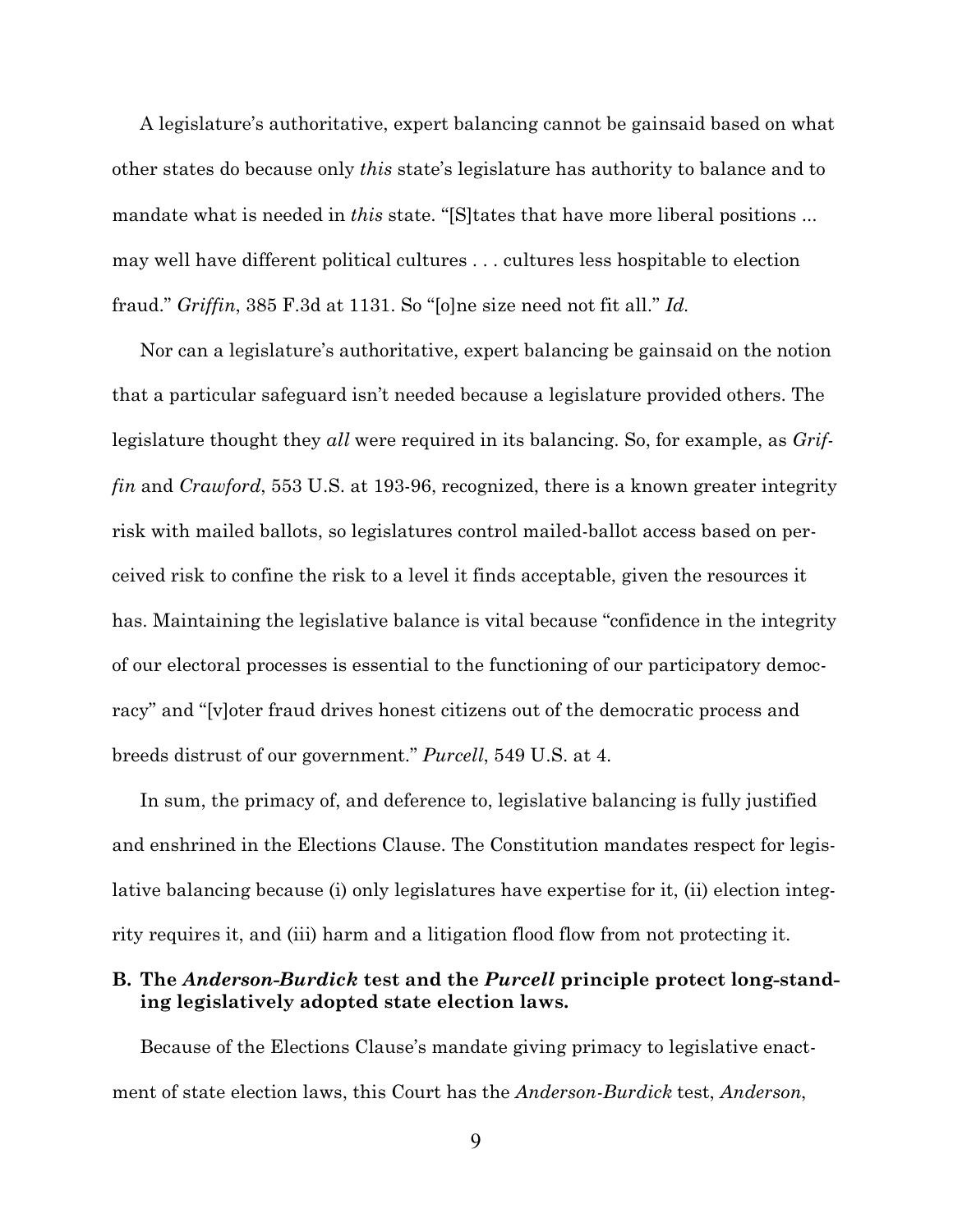A legislature's authoritative, expert balancing cannot be gainsaid based on what other states do because only *this* state's legislature has authority to balance and to mandate what is needed in *this* state. "[S]tates that have more liberal positions ... may well have different political cultures . . . cultures less hospitable to election fraud." *Griffin*, 385 F.3d at 1131. So "[o]ne size need not fit all." *Id.*

Nor can a legislature's authoritative, expert balancing be gainsaid on the notion that a particular safeguard isn't needed because a legislature provided others. The legislature thought they *all* were required in its balancing. So, for example, as *Griffin* and *Crawford*, 553 U.S. at 193-96, recognized, there is a known greater integrity risk with mailed ballots, so legislatures control mailed-ballot access based on perceived risk to confine the risk to a level it finds acceptable, given the resources it has. Maintaining the legislative balance is vital because "confidence in the integrity of our electoral processes is essential to the functioning of our participatory democracy" and "[v]oter fraud drives honest citizens out of the democratic process and breeds distrust of our government." *Purcell*, 549 U.S. at 4.

In sum, the primacy of, and deference to, legislative balancing is fully justified and enshrined in the Elections Clause. The Constitution mandates respect for legislative balancing because (i) only legislatures have expertise for it, (ii) election integrity requires it, and (iii) harm and a litigation flood flow from not protecting it.

### B. The *Anderson-Burdick* test and the *Purcell* principle protect long-standing legislatively adopted state election laws.

Because of the Elections Clause's mandate giving primacy to legislative enactment of state election laws, this Court has the *Anderson-Burdick* test, *Anderson*,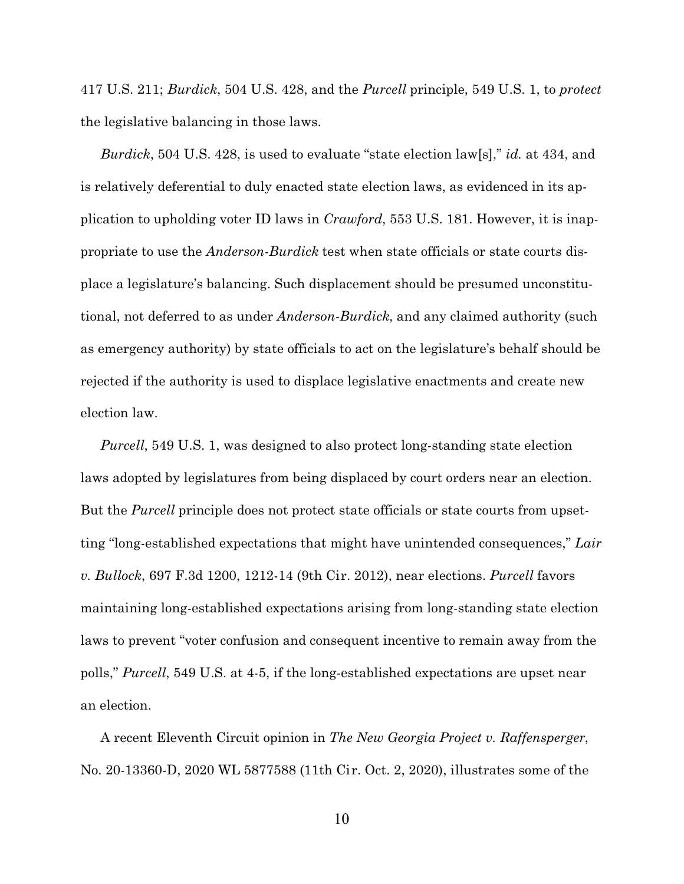417 U.S. 211; *Burdick*, 504 U.S. 428, and the *Purcell* principle, 549 U.S. 1, to *protect* the legislative balancing in those laws.

*Burdick*, 504 U.S. 428, is used to evaluate "state election law[s]," *id.* at 434, and is relatively deferential to duly enacted state election laws, as evidenced in its application to upholding voter ID laws in *Crawford*, 553 U.S. 181. However, it is inappropriate to use the *Anderson-Burdick* test when state officials or state courts displace a legislature's balancing. Such displacement should be presumed unconstitutional, not deferred to as under *Anderson-Burdick*, and any claimed authority (such as emergency authority) by state officials to act on the legislature's behalf should be rejected if the authority is used to displace legislative enactments and create new election law.

*Purcell*, 549 U.S. 1, was designed to also protect long-standing state election laws adopted by legislatures from being displaced by court orders near an election. But the *Purcell* principle does not protect state officials or state courts from upsetting "long-established expectations that might have unintended consequences," *Lair v. Bullock*, 697 F.3d 1200, 1212-14 (9th Cir. 2012), near elections. *Purcell* favors maintaining long-established expectations arising from long-standing state election laws to prevent "voter confusion and consequent incentive to remain away from the polls," *Purcell*, 549 U.S. at 4-5, if the long-established expectations are upset near an election.

A recent Eleventh Circuit opinion in *The New Georgia Project v. Raffensperger*, No. 20-13360-D, 2020 WL 5877588 (11th Cir. Oct. 2, 2020), illustrates some of the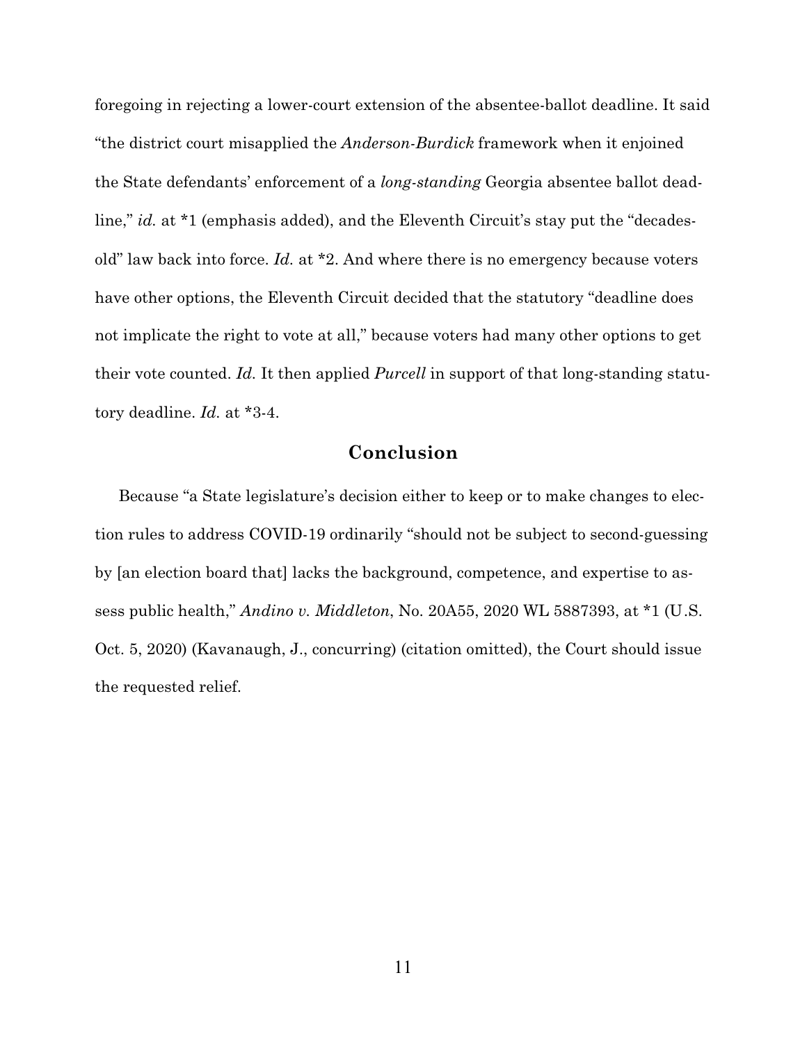foregoing in rejecting a lower-court extension of the absentee-ballot deadline. It said "the district court misapplied the *Anderson-Burdick* framework when it enjoined the State defendants' enforcement of a *long-standing* Georgia absentee ballot deadline," *id.* at *1 (emphasis added), and the Eleventh Circuit's stay put the "decades-old" law back into force. *Id.* at *2. And where there is no emergency because voters have other options, the Eleventh Circuit decided that the statutory "deadline does not implicate the right to vote at all," because voters had many other options to get their vote counted. *Id.* It then applied *Purcell* in support of that long-standing statutory deadline. *Id.* at *3-4.

## Conclusion

Because "a State legislature's decision either to keep or to make changes to election rules to address COVID-19 ordinarily "should not be subject to second-guessing by [an election board that] lacks the background, competence, and expertise to assess public health," *Andino v. Middleton*, No. 20A55, 2020 WL 5887393, at *1 (U.S. Oct. 5, 2020) (Kavanaugh, J., concurring) (citation omitted), the Court should issue the requested relief.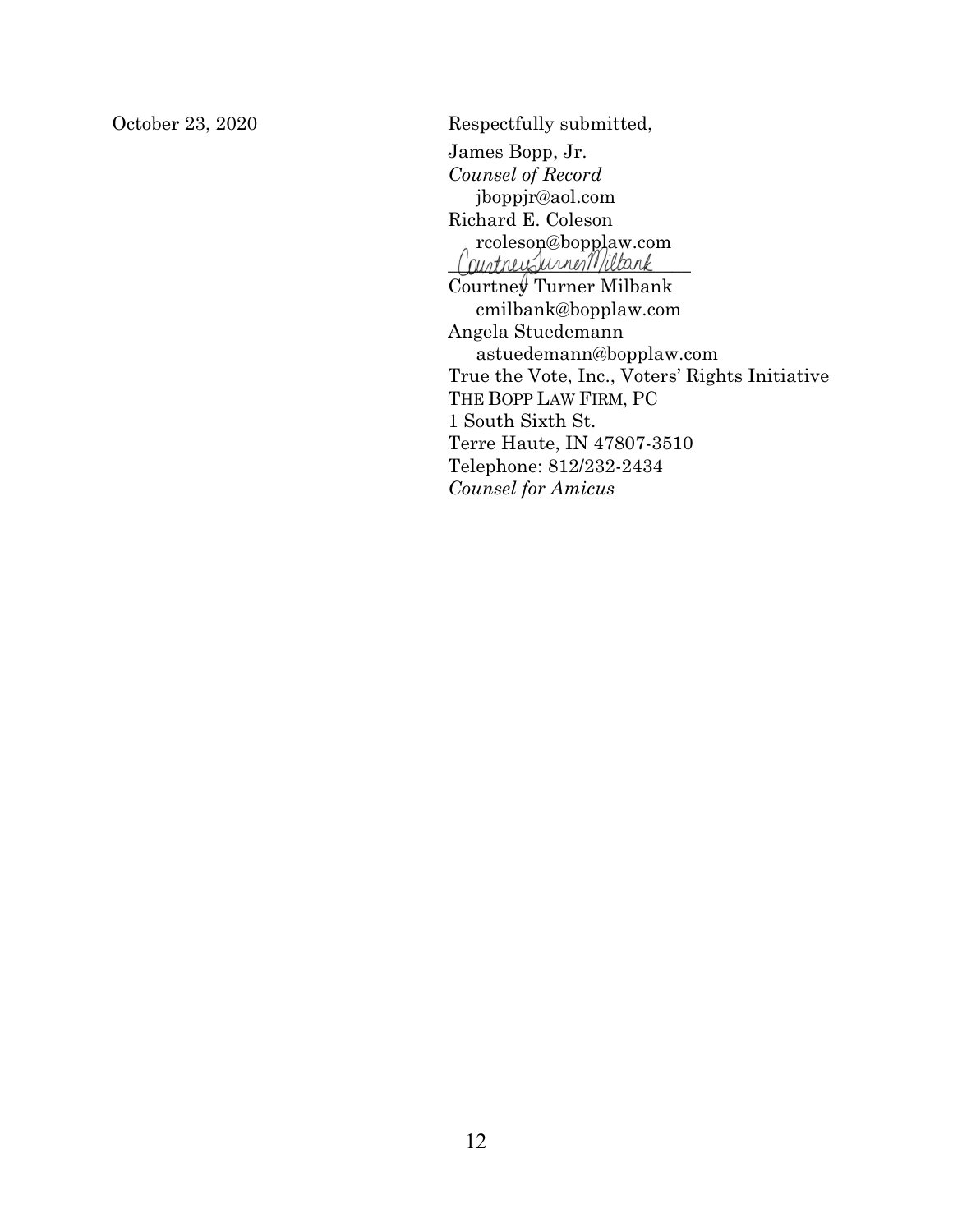October 23, 2020

Respectfully submitted,

James Bopp, Jr.
*Counsel of Record*
jboppjr@aol.com
Richard E. Coleson
rcoleson@bopplaw.com
/s/ Courtney Turner Milbank
Courtney Turner Milbank
cmilbank@bopplaw.com
Angela Stuedemann
astuedemann@bopplaw.com
True the Vote, Inc., Voters' Rights Initiative
THE BOPP LAW FIRM, PC
1 South Sixth St.
Terre Haute, IN 47807-3510
Telephone: 812/232-2434
*Counsel for Amicus*